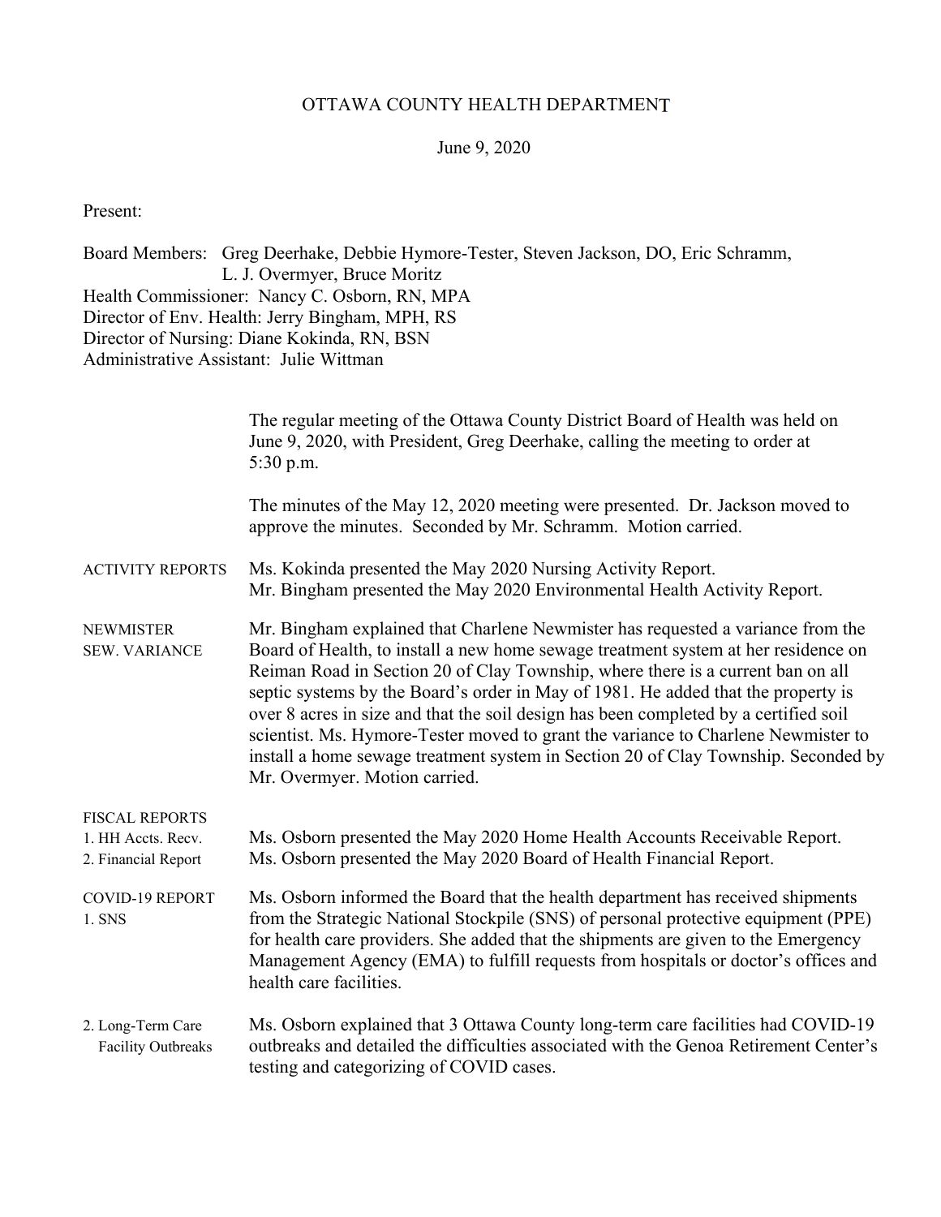# OTTAWA COUNTY HEALTH DEPARTMENT

June 9, 2020

Present:

Board Members: Greg Deerhake, Debbie Hymore-Tester, Steven Jackson, DO, Eric Schramm, L. J. Overmyer, Bruce Moritz
Health Commissioner: Nancy C. Osborn, RN, MPA
Director of Env. Health: Jerry Bingham, MPH, RS
Director of Nursing: Diane Kokinda, RN, BSN
Administrative Assistant: Julie Wittman

The regular meeting of the Ottawa County District Board of Health was held on June 9, 2020, with President, Greg Deerhake, calling the meeting to order at 5:30 p.m.

The minutes of the May 12, 2020 meeting were presented. Dr. Jackson moved to approve the minutes. Seconded by Mr. Schramm. Motion carried.

**ACTIVITY REPORTS**

Ms. Kokinda presented the May 2020 Nursing Activity Report.
Mr. Bingham presented the May 2020 Environmental Health Activity Report.

**NEWMISTER SEW. VARIANCE**

Mr. Bingham explained that Charlene Newmister has requested a variance from the Board of Health, to install a new home sewage treatment system at her residence on Reiman Road in Section 20 of Clay Township, where there is a current ban on all septic systems by the Board's order in May of 1981. He added that the property is over 8 acres in size and that the soil design has been completed by a certified soil scientist. Ms. Hymore-Tester moved to grant the variance to Charlene Newmister to install a home sewage treatment system in Section 20 of Clay Township. Seconded by Mr. Overmyer. Motion carried.

**FISCAL REPORTS**

1. HH Accts. Recv.

Ms. Osborn presented the May 2020 Home Health Accounts Receivable Report.

2. Financial Report

Ms. Osborn presented the May 2020 Board of Health Financial Report.

**COVID-19 REPORT**

1. SNS

Ms. Osborn informed the Board that the health department has received shipments from the Strategic National Stockpile (SNS) of personal protective equipment (PPE) for health care providers. She added that the shipments are given to the Emergency Management Agency (EMA) to fulfill requests from hospitals or doctor's offices and health care facilities.

2. Long-Term Care Facility Outbreaks

Ms. Osborn explained that 3 Ottawa County long-term care facilities had COVID-19 outbreaks and detailed the difficulties associated with the Genoa Retirement Center's testing and categorizing of COVID cases.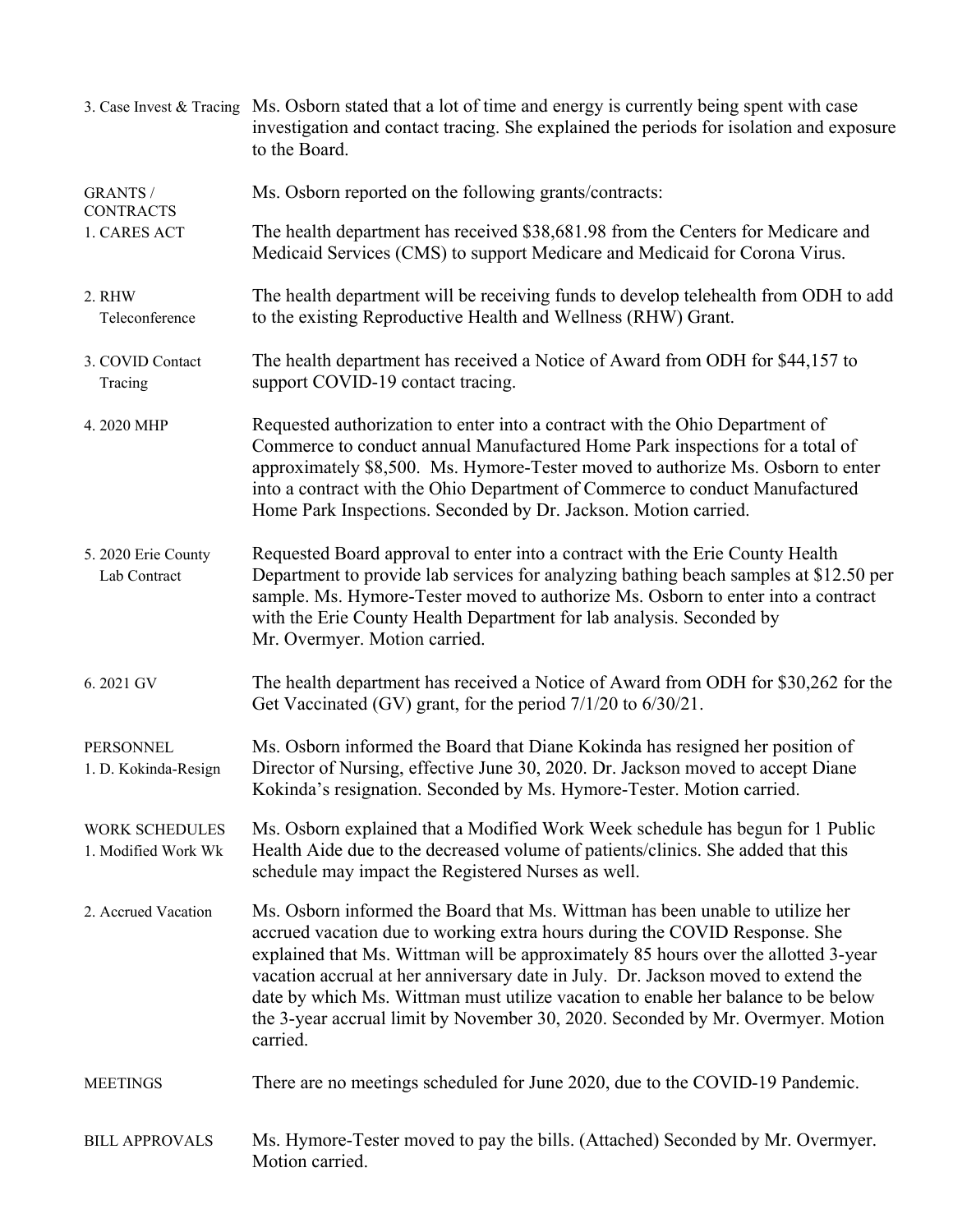3. Case Invest & Tracing — Ms. Osborn stated that a lot of time and energy is currently being spent with case investigation and contact tracing. She explained the periods for isolation and exposure to the Board.

**GRANTS / CONTRACTS**

Ms. Osborn reported on the following grants/contracts:

1. CARES ACT — The health department has received $38,681.98 from the Centers for Medicare and Medicaid Services (CMS) to support Medicare and Medicaid for Corona Virus.

2. RHW Teleconference — The health department will be receiving funds to develop telehealth from ODH to add to the existing Reproductive Health and Wellness (RHW) Grant.

3. COVID Contact Tracing — The health department has received a Notice of Award from ODH for $44,157 to support COVID-19 contact tracing.

4. 2020 MHP — Requested authorization to enter into a contract with the Ohio Department of Commerce to conduct annual Manufactured Home Park inspections for a total of approximately $8,500. Ms. Hymore-Tester moved to authorize Ms. Osborn to enter into a contract with the Ohio Department of Commerce to conduct Manufactured Home Park Inspections. Seconded by Dr. Jackson. Motion carried.

5. 2020 Erie County Lab Contract — Requested Board approval to enter into a contract with the Erie County Health Department to provide lab services for analyzing bathing beach samples at $12.50 per sample. Ms. Hymore-Tester moved to authorize Ms. Osborn to enter into a contract with the Erie County Health Department for lab analysis. Seconded by Mr. Overmyer. Motion carried.

6. 2021 GV — The health department has received a Notice of Award from ODH for $30,262 for the Get Vaccinated (GV) grant, for the period 7/1/20 to 6/30/21.

**PERSONNEL**

1. D. Kokinda-Resign — Ms. Osborn informed the Board that Diane Kokinda has resigned her position of Director of Nursing, effective June 30, 2020. Dr. Jackson moved to accept Diane Kokinda's resignation. Seconded by Ms. Hymore-Tester. Motion carried.

**WORK SCHEDULES**

1. Modified Work Wk — Ms. Osborn explained that a Modified Work Week schedule has begun for 1 Public Health Aide due to the decreased volume of patients/clinics. She added that this schedule may impact the Registered Nurses as well.

2. Accrued Vacation — Ms. Osborn informed the Board that Ms. Wittman has been unable to utilize her accrued vacation due to working extra hours during the COVID Response. She explained that Ms. Wittman will be approximately 85 hours over the allotted 3-year vacation accrual at her anniversary date in July. Dr. Jackson moved to extend the date by which Ms. Wittman must utilize vacation to enable her balance to be below the 3-year accrual limit by November 30, 2020. Seconded by Mr. Overmyer. Motion carried.

**MEETINGS**

There are no meetings scheduled for June 2020, due to the COVID-19 Pandemic.

**BILL APPROVALS**

Ms. Hymore-Tester moved to pay the bills. (Attached) Seconded by Mr. Overmyer. Motion carried.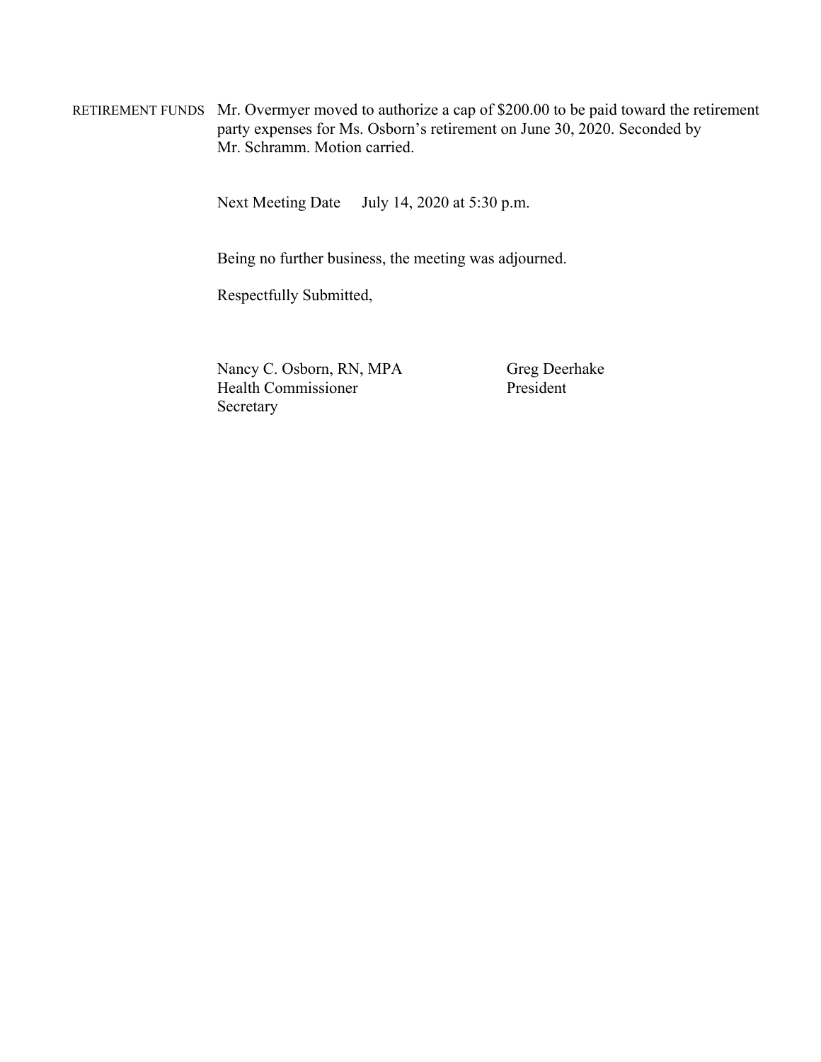RETIREMENT FUNDS Mr. Overmyer moved to authorize a cap of $200.00 to be paid toward the retirement party expenses for Ms. Osborn's retirement on June 30, 2020. Seconded by Mr. Schramm. Motion carried.

Next Meeting Date July 14, 2020 at 5:30 p.m.

Being no further business, the meeting was adjourned.

Respectfully Submitted,

| | |
|---|---|
| Nancy C. Osborn, RN, MPA | Greg Deerhake |
| Health Commissioner | President |
| Secretary | |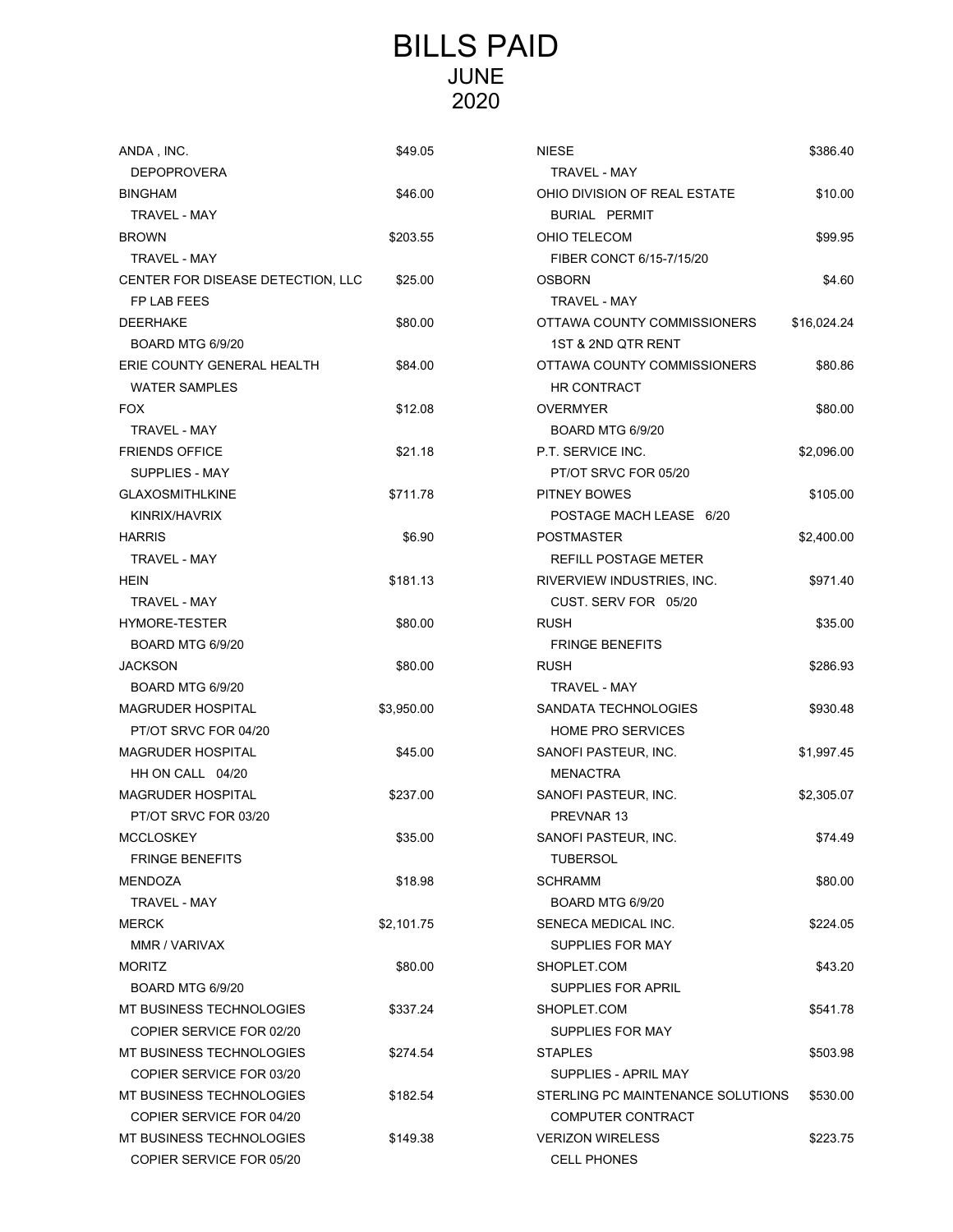# BILLS PAID

## JUNE

## 2020

| Vendor / Description | Amount |
|---|---|
| ANDA , INC.<br>DEPOPROVERA | $49.05 |
| BINGHAM<br>TRAVEL - MAY | $46.00 |
| BROWN<br>TRAVEL - MAY | $203.55 |
| CENTER FOR DISEASE DETECTION, LLC<br>FP LAB FEES | $25.00 |
| DEERHAKE<br>BOARD MTG 6/9/20 | $80.00 |
| ERIE COUNTY GENERAL HEALTH<br>WATER SAMPLES | $84.00 |
| FOX<br>TRAVEL - MAY | $12.08 |
| FRIENDS OFFICE<br>SUPPLIES - MAY | $21.18 |
| GLAXOSMITHLKINE<br>KINRIX/HAVRIX | $711.78 |
| HARRIS<br>TRAVEL - MAY | $6.90 |
| HEIN<br>TRAVEL - MAY | $181.13 |
| HYMORE-TESTER<br>BOARD MTG 6/9/20 | $80.00 |
| JACKSON<br>BOARD MTG 6/9/20 | $80.00 |
| MAGRUDER HOSPITAL<br>PT/OT SRVC FOR 04/20 | $3,950.00 |
| MAGRUDER HOSPITAL<br>HH ON CALL 04/20 | $45.00 |
| MAGRUDER HOSPITAL<br>PT/OT SRVC FOR 03/20 | $237.00 |
| MCCLOSKEY<br>FRINGE BENEFITS | $35.00 |
| MENDOZA<br>TRAVEL - MAY | $18.98 |
| MERCK<br>MMR / VARIVAX | $2,101.75 |
| MORITZ<br>BOARD MTG 6/9/20 | $80.00 |
| MT BUSINESS TECHNOLOGIES<br>COPIER SERVICE FOR 02/20 | $337.24 |
| MT BUSINESS TECHNOLOGIES<br>COPIER SERVICE FOR 03/20 | $274.54 |
| MT BUSINESS TECHNOLOGIES<br>COPIER SERVICE FOR 04/20 | $182.54 |
| MT BUSINESS TECHNOLOGIES<br>COPIER SERVICE FOR 05/20 | $149.38 |
| NIESE<br>TRAVEL - MAY | $386.40 |
| OHIO DIVISION OF REAL ESTATE<br>BURIAL PERMIT | $10.00 |
| OHIO TELECOM<br>FIBER CONCT 6/15-7/15/20 | $99.95 |
| OSBORN<br>TRAVEL - MAY | $4.60 |
| OTTAWA COUNTY COMMISSIONERS<br>1ST & 2ND QTR RENT | $16,024.24 |
| OTTAWA COUNTY COMMISSIONERS<br>HR CONTRACT | $80.86 |
| OVERMYER<br>BOARD MTG 6/9/20 | $80.00 |
| P.T. SERVICE INC.<br>PT/OT SRVC FOR 05/20 | $2,096.00 |
| PITNEY BOWES<br>POSTAGE MACH LEASE 6/20 | $105.00 |
| POSTMASTER<br>REFILL POSTAGE METER | $2,400.00 |
| RIVERVIEW INDUSTRIES, INC.<br>CUST. SERV FOR 05/20 | $971.40 |
| RUSH<br>FRINGE BENEFITS | $35.00 |
| RUSH<br>TRAVEL - MAY | $286.93 |
| SANDATA TECHNOLOGIES<br>HOME PRO SERVICES | $930.48 |
| SANOFI PASTEUR, INC.<br>MENACTRA | $1,997.45 |
| SANOFI PASTEUR, INC.<br>PREVNAR 13 | $2,305.07 |
| SANOFI PASTEUR, INC.<br>TUBERSOL | $74.49 |
| SCHRAMM<br>BOARD MTG 6/9/20 | $80.00 |
| SENECA MEDICAL INC.<br>SUPPLIES FOR MAY | $224.05 |
| SHOPLET.COM<br>SUPPLIES FOR APRIL | $43.20 |
| SHOPLET.COM<br>SUPPLIES FOR MAY | $541.78 |
| STAPLES<br>SUPPLIES - APRIL MAY | $503.98 |
| STERLING PC MAINTENANCE SOLUTIONS<br>COMPUTER CONTRACT | $530.00 |
| VERIZON WIRELESS<br>CELL PHONES | $223.75 |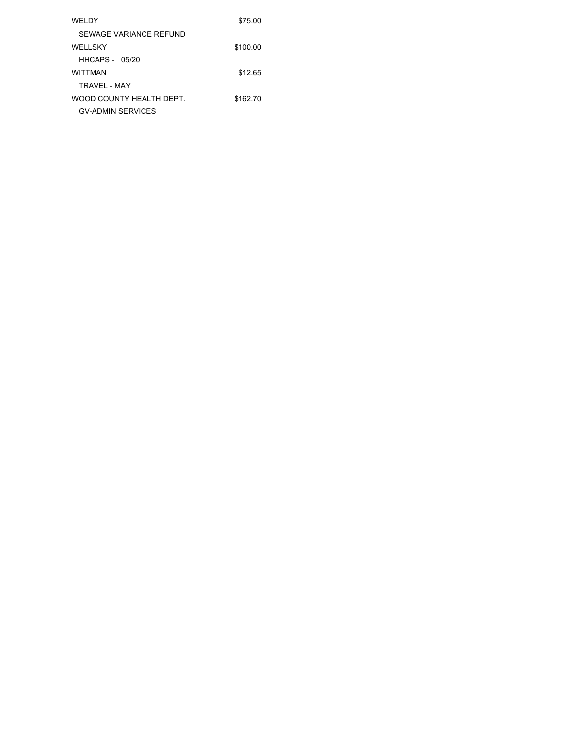| | |
|---|---|
| WELDY | $75.00 |
| SEWAGE VARIANCE REFUND | |
| WELLSKY | $100.00 |
| HHCAPS - 05/20 | |
| WITTMAN | $12.65 |
| TRAVEL - MAY | |
| WOOD COUNTY HEALTH DEPT. | $162.70 |
| GV-ADMIN SERVICES | |